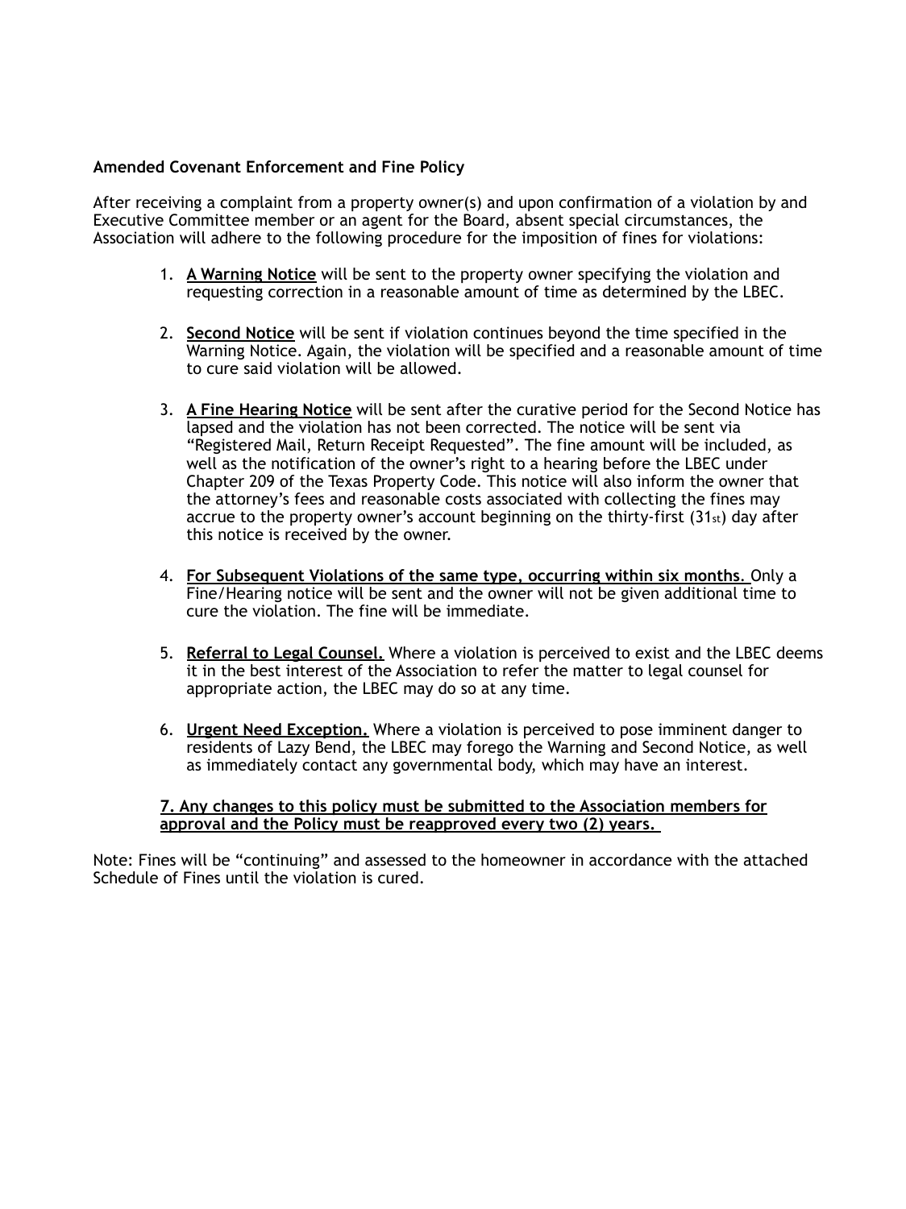**Amended Covenant Enforcement and Fine Policy**

After receiving a complaint from a property owner(s) and upon confirmation of a violation by and Executive Committee member or an agent for the Board, absent special circumstances, the Association will adhere to the following procedure for the imposition of fines for violations:

1. **A Warning Notice** will be sent to the property owner specifying the violation and requesting correction in a reasonable amount of time as determined by the LBEC.

2. **Second Notice** will be sent if violation continues beyond the time specified in the Warning Notice. Again, the violation will be specified and a reasonable amount of time to cure said violation will be allowed.

3. **A Fine Hearing Notice** will be sent after the curative period for the Second Notice has lapsed and the violation has not been corrected. The notice will be sent via "Registered Mail, Return Receipt Requested". The fine amount will be included, as well as the notification of the owner's right to a hearing before the LBEC under Chapter 209 of the Texas Property Code. This notice will also inform the owner that the attorney's fees and reasonable costs associated with collecting the fines may accrue to the property owner's account beginning on the thirty-first (31st) day after this notice is received by the owner.

4. **For Subsequent Violations of the same type, occurring within six months**. Only a Fine/Hearing notice will be sent and the owner will not be given additional time to cure the violation. The fine will be immediate.

5. **Referral to Legal Counsel.** Where a violation is perceived to exist and the LBEC deems it in the best interest of the Association to refer the matter to legal counsel for appropriate action, the LBEC may do so at any time.

6. **Urgent Need Exception.** Where a violation is perceived to pose imminent danger to residents of Lazy Bend, the LBEC may forego the Warning and Second Notice, as well as immediately contact any governmental body, which may have an interest.

**7. Any changes to this policy must be submitted to the Association members for approval and the Policy must be reapproved every two (2) years.**

Note: Fines will be "continuing" and assessed to the homeowner in accordance with the attached Schedule of Fines until the violation is cured.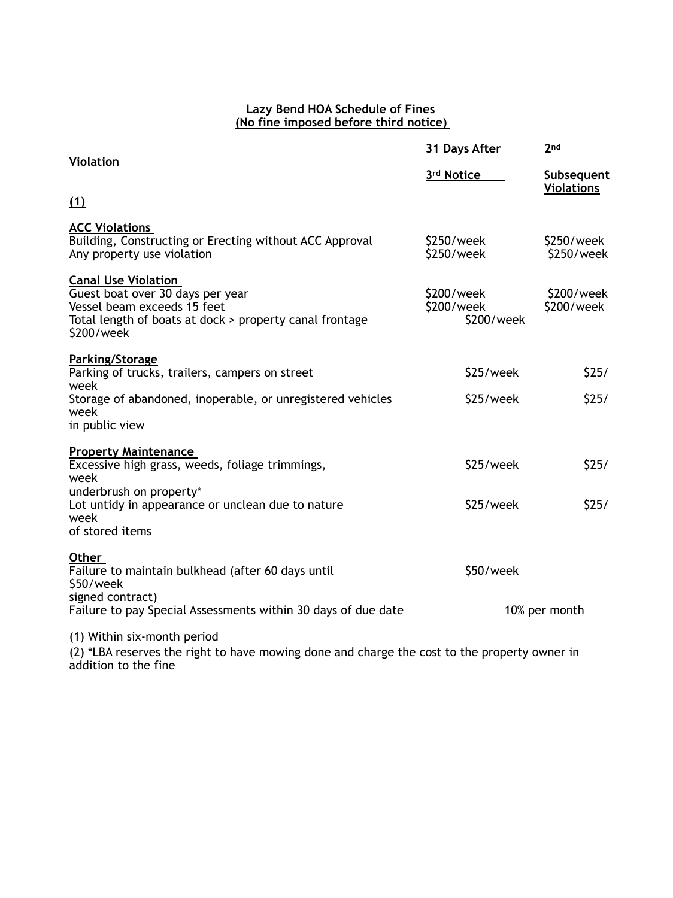**Lazy Bend HOA Schedule of Fines**
**(No fine imposed before third notice)**

| Violation | 31 Days After 3rd Notice | 2nd Subsequent Violations |
|---|---|---|
| (1) | | |
| **ACC Violations** | | |
| Building, Constructing or Erecting without ACC Approval | \$250/week | \$250/week |
| Any property use violation | \$250/week | \$250/week |
| **Canal Use Violation** | | |
| Guest boat over 30 days per year | \$200/week | \$200/week |
| Vessel beam exceeds 15 feet | \$200/week | \$200/week |
| Total length of boats at dock > property canal frontage | \$200/week | \$200/week |
| **Parking/Storage** | | |
| Parking of trucks, trailers, campers on street | \$25/week | \$25/week |
| Storage of abandoned, inoperable, or unregistered vehicles in public view | \$25/week | \$25/week |
| **Property Maintenance** | | |
| Excessive high grass, weeds, foliage trimmings, underbrush on property* | \$25/week | \$25/week |
| Lot untidy in appearance or unclean due to nature of stored items | \$25/week | \$25/week |
| **Other** | | |
| Failure to maintain bulkhead (after 60 days until signed contract) | \$50/week | \$50/week |
| Failure to pay Special Assessments within 30 days of due date | 10% per month | |

(1) Within six-month period

(2) *LBA reserves the right to have mowing done and charge the cost to the property owner in addition to the fine